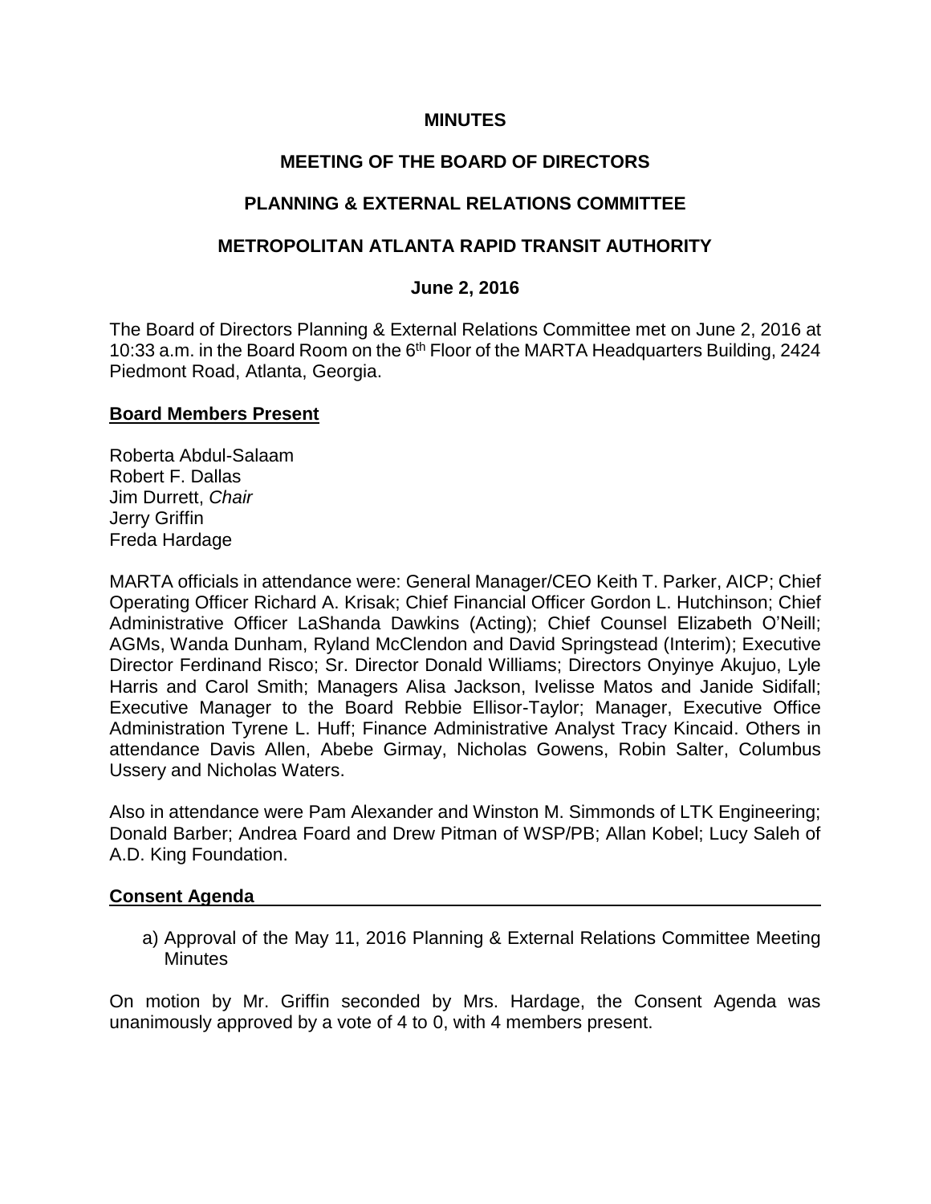# MINUTES

## MEETING OF THE BOARD OF DIRECTORS

## PLANNING & EXTERNAL RELATIONS COMMITTEE

## METROPOLITAN ATLANTA RAPID TRANSIT AUTHORITY

### June 2, 2016

The Board of Directors Planning & External Relations Committee met on June 2, 2016 at 10:33 a.m. in the Board Room on the 6th Floor of the MARTA Headquarters Building, 2424 Piedmont Road, Atlanta, Georgia.

**Board Members Present**

Roberta Abdul-Salaam
Robert F. Dallas
Jim Durrett, *Chair*
Jerry Griffin
Freda Hardage

MARTA officials in attendance were: General Manager/CEO Keith T. Parker, AICP; Chief Operating Officer Richard A. Krisak; Chief Financial Officer Gordon L. Hutchinson; Chief Administrative Officer LaShanda Dawkins (Acting); Chief Counsel Elizabeth O'Neill; AGMs, Wanda Dunham, Ryland McClendon and David Springstead (Interim); Executive Director Ferdinand Risco; Sr. Director Donald Williams; Directors Onyinye Akujuo, Lyle Harris and Carol Smith; Managers Alisa Jackson, Ivelisse Matos and Janide Sidifall; Executive Manager to the Board Rebbie Ellisor-Taylor; Manager, Executive Office Administration Tyrene L. Huff; Finance Administrative Analyst Tracy Kincaid. Others in attendance Davis Allen, Abebe Girmay, Nicholas Gowens, Robin Salter, Columbus Ussery and Nicholas Waters.

Also in attendance were Pam Alexander and Winston M. Simmonds of LTK Engineering; Donald Barber; Andrea Foard and Drew Pitman of WSP/PB; Allan Kobel; Lucy Saleh of A.D. King Foundation.

**Consent Agenda**

a) Approval of the May 11, 2016 Planning & External Relations Committee Meeting Minutes

On motion by Mr. Griffin seconded by Mrs. Hardage, the Consent Agenda was unanimously approved by a vote of 4 to 0, with 4 members present.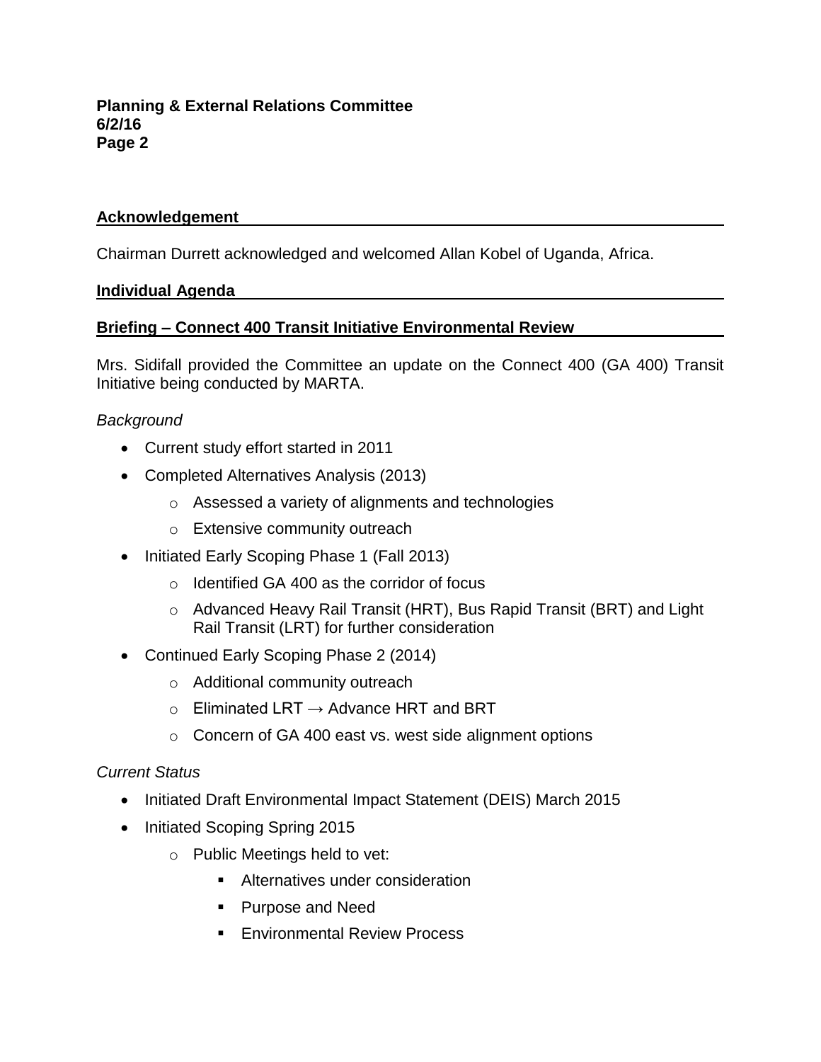**Acknowledgement**

Chairman Durrett acknowledged and welcomed Allan Kobel of Uganda, Africa.

**Individual Agenda**

**Briefing – Connect 400 Transit Initiative Environmental Review**

Mrs. Sidifall provided the Committee an update on the Connect 400 (GA 400) Transit Initiative being conducted by MARTA.

*Background*

- Current study effort started in 2011
- Completed Alternatives Analysis (2013)
  - Assessed a variety of alignments and technologies
  - Extensive community outreach
- Initiated Early Scoping Phase 1 (Fall 2013)
  - Identified GA 400 as the corridor of focus
  - Advanced Heavy Rail Transit (HRT), Bus Rapid Transit (BRT) and Light Rail Transit (LRT) for further consideration
- Continued Early Scoping Phase 2 (2014)
  - Additional community outreach
  - Eliminated LRT → Advance HRT and BRT
  - Concern of GA 400 east vs. west side alignment options

*Current Status*

- Initiated Draft Environmental Impact Statement (DEIS) March 2015
- Initiated Scoping Spring 2015
  - Public Meetings held to vet:
    - Alternatives under consideration
    - Purpose and Need
    - Environmental Review Process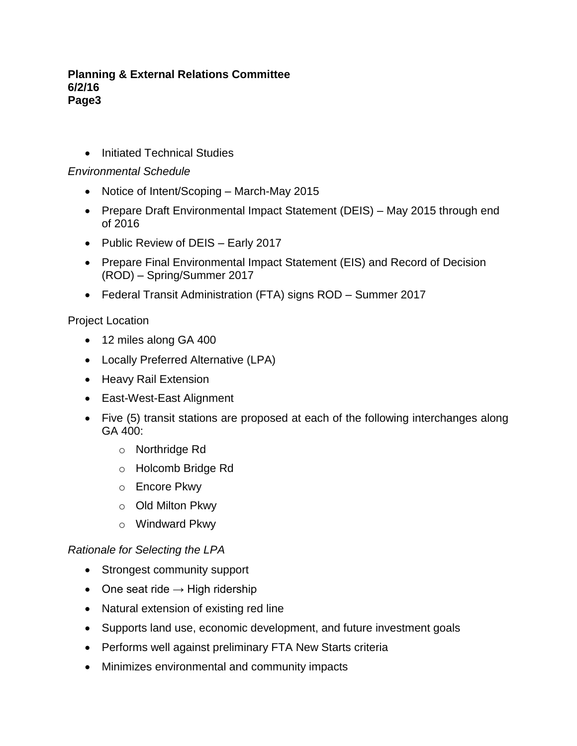- Initiated Technical Studies

*Environmental Schedule*

- Notice of Intent/Scoping – March-May 2015
- Prepare Draft Environmental Impact Statement (DEIS) – May 2015 through end of 2016
- Public Review of DEIS – Early 2017
- Prepare Final Environmental Impact Statement (EIS) and Record of Decision (ROD) – Spring/Summer 2017
- Federal Transit Administration (FTA) signs ROD – Summer 2017

Project Location

- 12 miles along GA 400
- Locally Preferred Alternative (LPA)
- Heavy Rail Extension
- East-West-East Alignment
- Five (5) transit stations are proposed at each of the following interchanges along GA 400:
  - Northridge Rd
  - Holcomb Bridge Rd
  - Encore Pkwy
  - Old Milton Pkwy
  - Windward Pkwy

*Rationale for Selecting the LPA*

- Strongest community support
- One seat ride → High ridership
- Natural extension of existing red line
- Supports land use, economic development, and future investment goals
- Performs well against preliminary FTA New Starts criteria
- Minimizes environmental and community impacts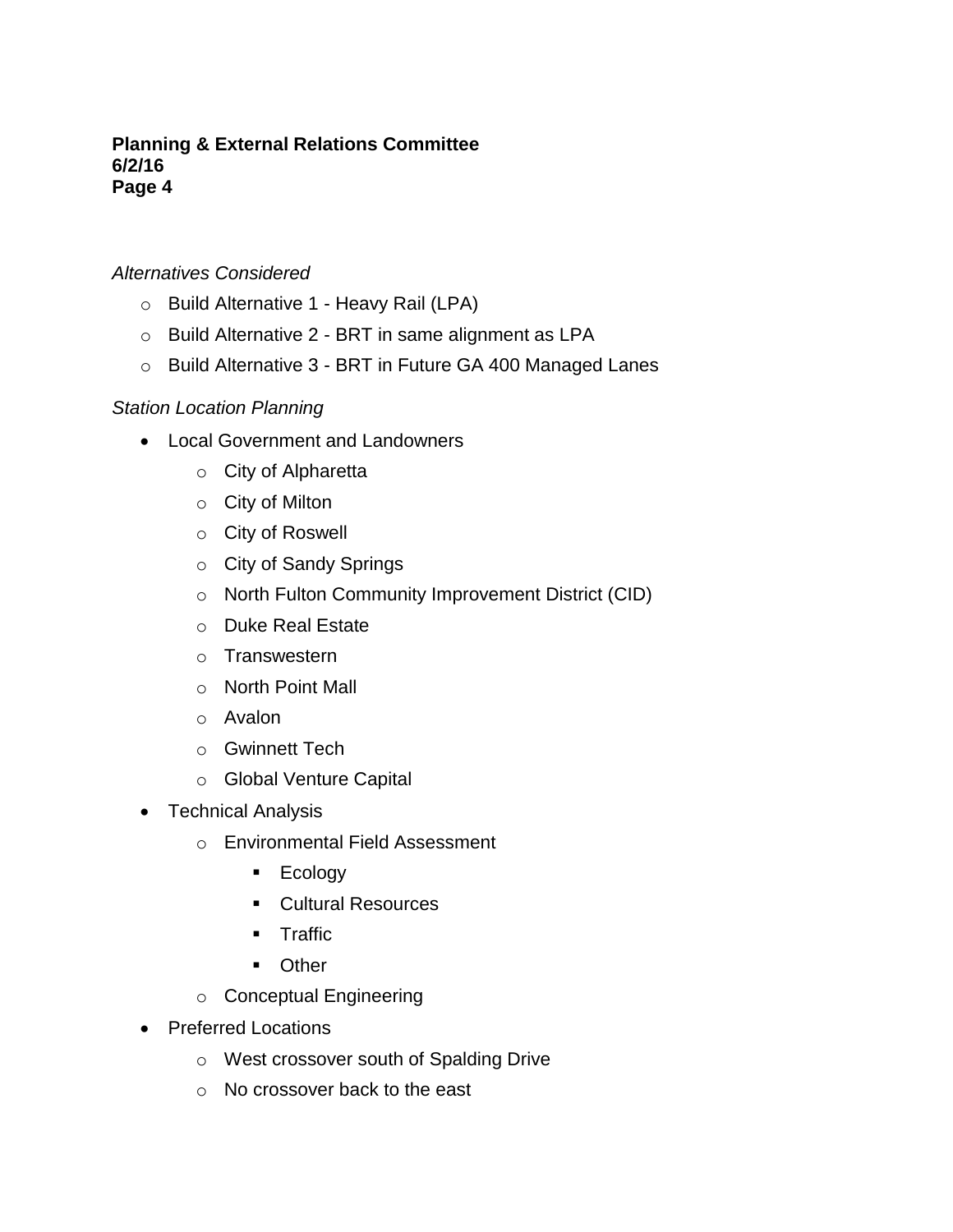*Alternatives Considered*

- Build Alternative 1 - Heavy Rail (LPA)
- Build Alternative 2 - BRT in same alignment as LPA
- Build Alternative 3 - BRT in Future GA 400 Managed Lanes

*Station Location Planning*

- Local Government and Landowners
  - City of Alpharetta
  - City of Milton
  - City of Roswell
  - City of Sandy Springs
  - North Fulton Community Improvement District (CID)
  - Duke Real Estate
  - Transwestern
  - North Point Mall
  - Avalon
  - Gwinnett Tech
  - Global Venture Capital
- Technical Analysis
  - Environmental Field Assessment
    - Ecology
    - Cultural Resources
    - Traffic
    - Other
  - Conceptual Engineering
- Preferred Locations
  - West crossover south of Spalding Drive
  - No crossover back to the east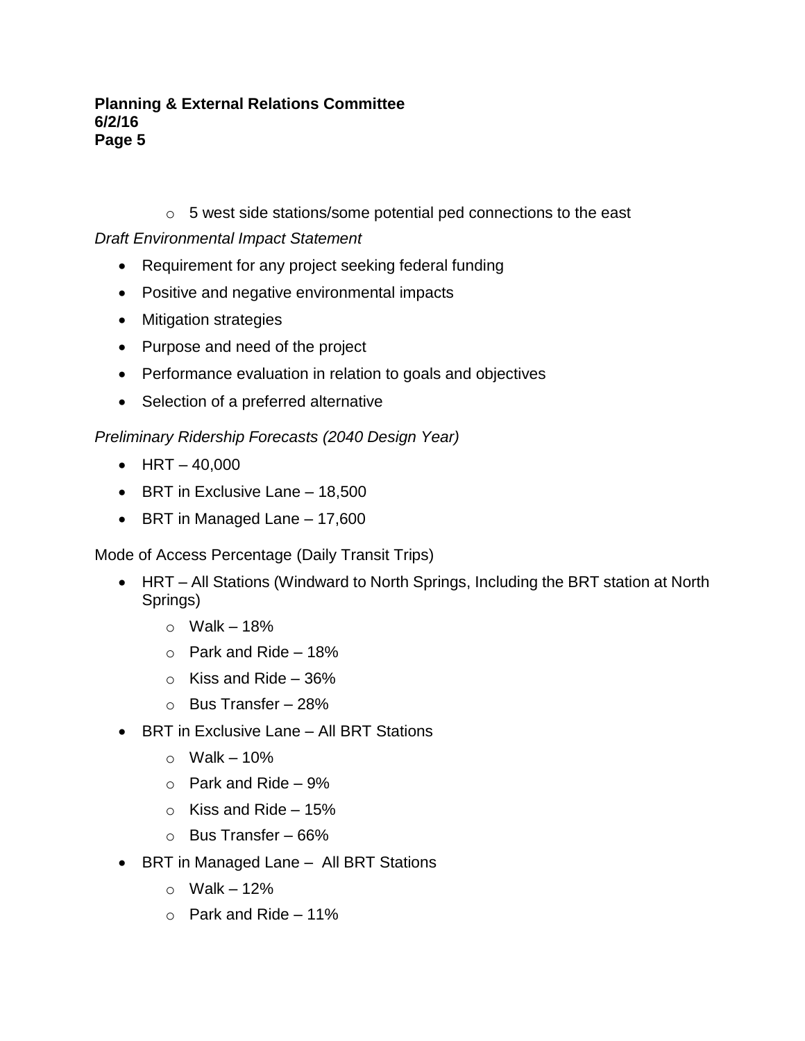- 5 west side stations/some potential ped connections to the east

*Draft Environmental Impact Statement*

- Requirement for any project seeking federal funding
- Positive and negative environmental impacts
- Mitigation strategies
- Purpose and need of the project
- Performance evaluation in relation to goals and objectives
- Selection of a preferred alternative

*Preliminary Ridership Forecasts (2040 Design Year)*

- HRT – 40,000
- BRT in Exclusive Lane – 18,500
- BRT in Managed Lane – 17,600

Mode of Access Percentage (Daily Transit Trips)

- HRT – All Stations (Windward to North Springs, Including the BRT station at North Springs)
  - Walk – 18%
  - Park and Ride – 18%
  - Kiss and Ride – 36%
  - Bus Transfer – 28%
- BRT in Exclusive Lane – All BRT Stations
  - Walk – 10%
  - Park and Ride – 9%
  - Kiss and Ride – 15%
  - Bus Transfer – 66%
- BRT in Managed Lane – All BRT Stations
  - Walk – 12%
  - Park and Ride – 11%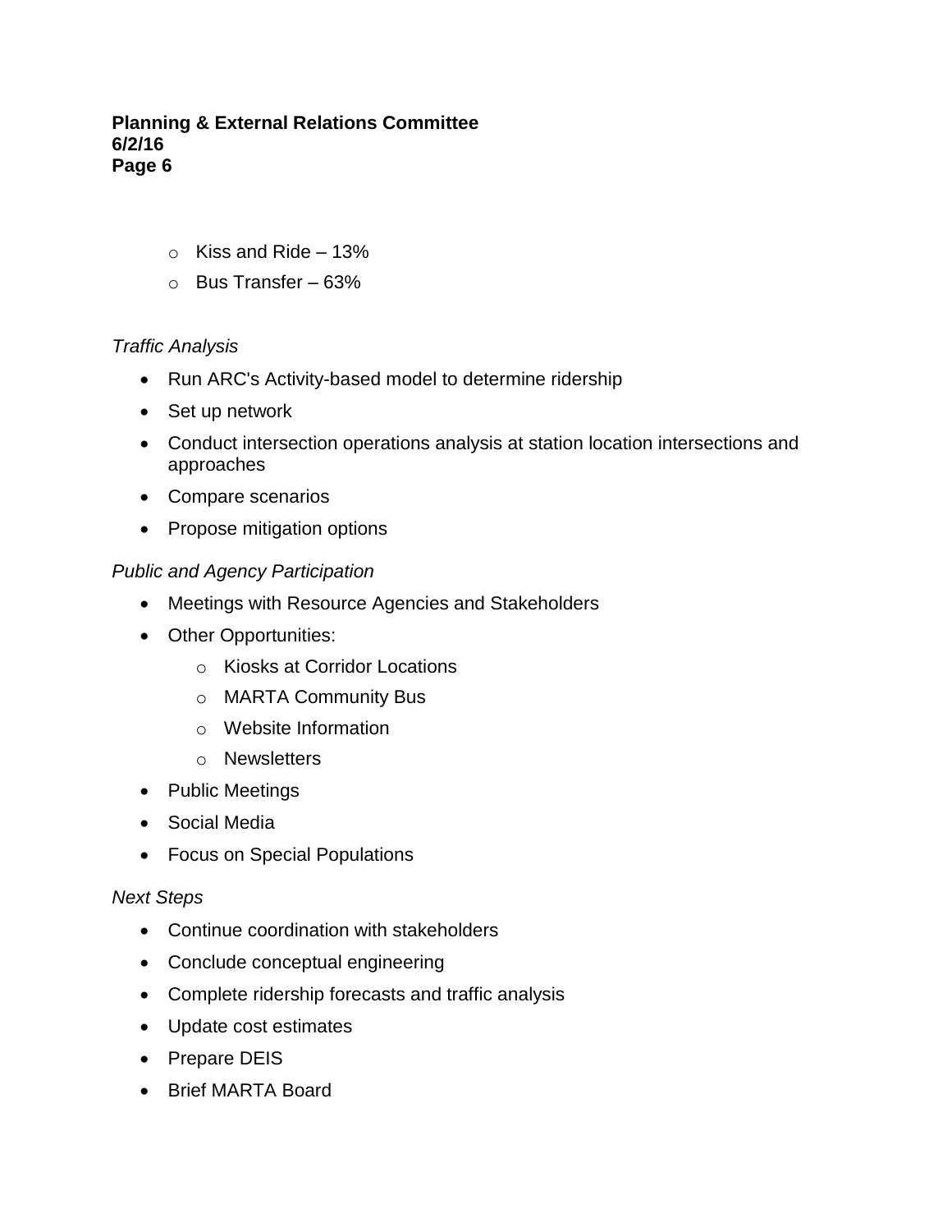- Kiss and Ride – 13%
  - Bus Transfer – 63%

*Traffic Analysis*

- Run ARC's Activity-based model to determine ridership
- Set up network
- Conduct intersection operations analysis at station location intersections and approaches
- Compare scenarios
- Propose mitigation options

*Public and Agency Participation*

- Meetings with Resource Agencies and Stakeholders
- Other Opportunities:
  - Kiosks at Corridor Locations
  - MARTA Community Bus
  - Website Information
  - Newsletters
- Public Meetings
- Social Media
- Focus on Special Populations

*Next Steps*

- Continue coordination with stakeholders
- Conclude conceptual engineering
- Complete ridership forecasts and traffic analysis
- Update cost estimates
- Prepare DEIS
- Brief MARTA Board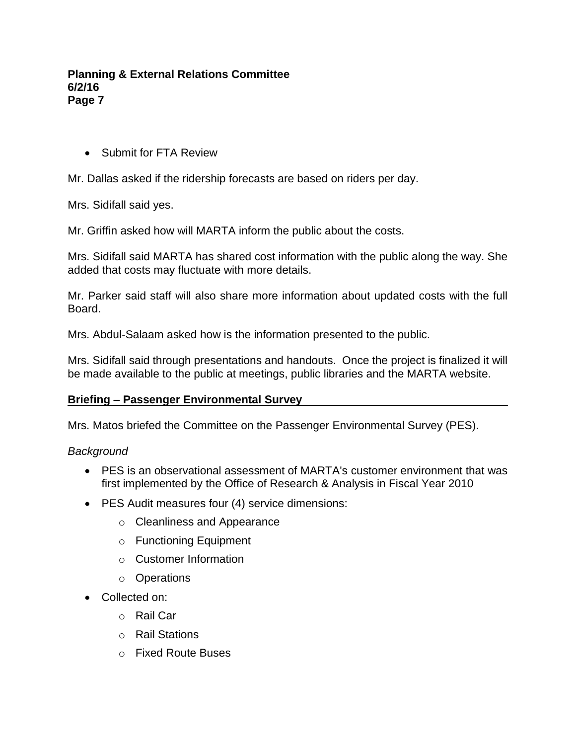- Submit for FTA Review

Mr. Dallas asked if the ridership forecasts are based on riders per day.

Mrs. Sidifall said yes.

Mr. Griffin asked how will MARTA inform the public about the costs.

Mrs. Sidifall said MARTA has shared cost information with the public along the way. She added that costs may fluctuate with more details.

Mr. Parker said staff will also share more information about updated costs with the full Board.

Mrs. Abdul-Salaam asked how is the information presented to the public.

Mrs. Sidifall said through presentations and handouts. Once the project is finalized it will be made available to the public at meetings, public libraries and the MARTA website.

## Briefing – Passenger Environmental Survey

Mrs. Matos briefed the Committee on the Passenger Environmental Survey (PES).

*Background*

- PES is an observational assessment of MARTA's customer environment that was first implemented by the Office of Research & Analysis in Fiscal Year 2010
- PES Audit measures four (4) service dimensions:
  - Cleanliness and Appearance
  - Functioning Equipment
  - Customer Information
  - Operations
- Collected on:
  - Rail Car
  - Rail Stations
  - Fixed Route Buses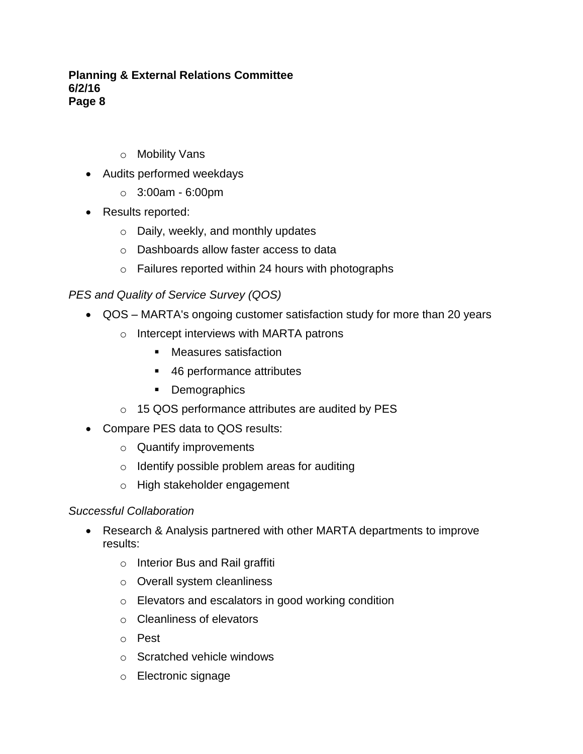- Mobility Vans
- Audits performed weekdays
  - 3:00am - 6:00pm
- Results reported:
  - Daily, weekly, and monthly updates
  - Dashboards allow faster access to data
  - Failures reported within 24 hours with photographs

*PES and Quality of Service Survey (QOS)*

- QOS – MARTA's ongoing customer satisfaction study for more than 20 years
  - Intercept interviews with MARTA patrons
    - Measures satisfaction
    - 46 performance attributes
    - Demographics
  - 15 QOS performance attributes are audited by PES
- Compare PES data to QOS results:
  - Quantify improvements
  - Identify possible problem areas for auditing
  - High stakeholder engagement

*Successful Collaboration*

- Research & Analysis partnered with other MARTA departments to improve results:
  - Interior Bus and Rail graffiti
  - Overall system cleanliness
  - Elevators and escalators in good working condition
  - Cleanliness of elevators
  - Pest
  - Scratched vehicle windows
  - Electronic signage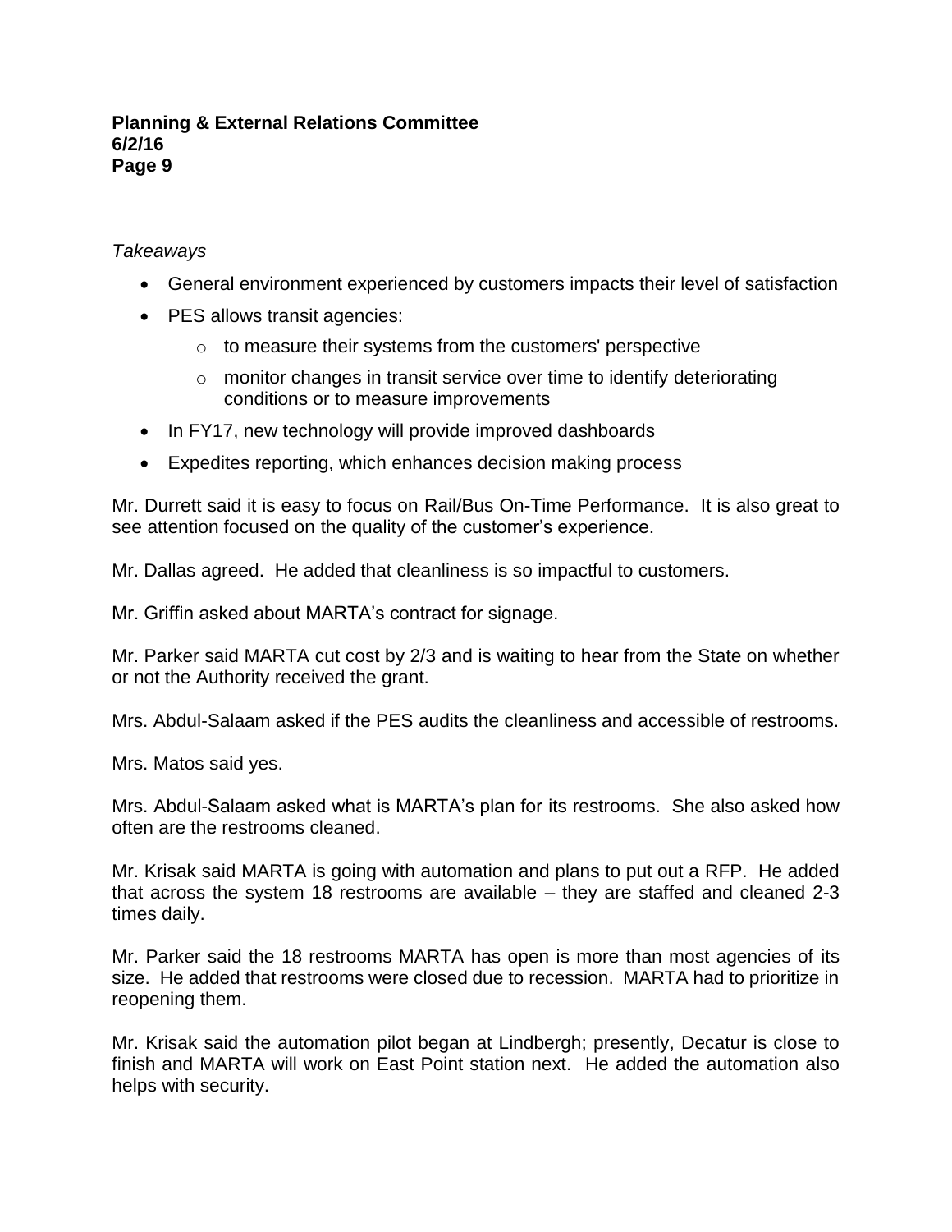*Takeaways*

- General environment experienced by customers impacts their level of satisfaction
- PES allows transit agencies:
  - to measure their systems from the customers' perspective
  - monitor changes in transit service over time to identify deteriorating conditions or to measure improvements
- In FY17, new technology will provide improved dashboards
- Expedites reporting, which enhances decision making process

Mr. Durrett said it is easy to focus on Rail/Bus On-Time Performance. It is also great to see attention focused on the quality of the customer's experience.

Mr. Dallas agreed. He added that cleanliness is so impactful to customers.

Mr. Griffin asked about MARTA's contract for signage.

Mr. Parker said MARTA cut cost by 2/3 and is waiting to hear from the State on whether or not the Authority received the grant.

Mrs. Abdul-Salaam asked if the PES audits the cleanliness and accessible of restrooms.

Mrs. Matos said yes.

Mrs. Abdul-Salaam asked what is MARTA's plan for its restrooms. She also asked how often are the restrooms cleaned.

Mr. Krisak said MARTA is going with automation and plans to put out a RFP. He added that across the system 18 restrooms are available – they are staffed and cleaned 2-3 times daily.

Mr. Parker said the 18 restrooms MARTA has open is more than most agencies of its size. He added that restrooms were closed due to recession. MARTA had to prioritize in reopening them.

Mr. Krisak said the automation pilot began at Lindbergh; presently, Decatur is close to finish and MARTA will work on East Point station next. He added the automation also helps with security.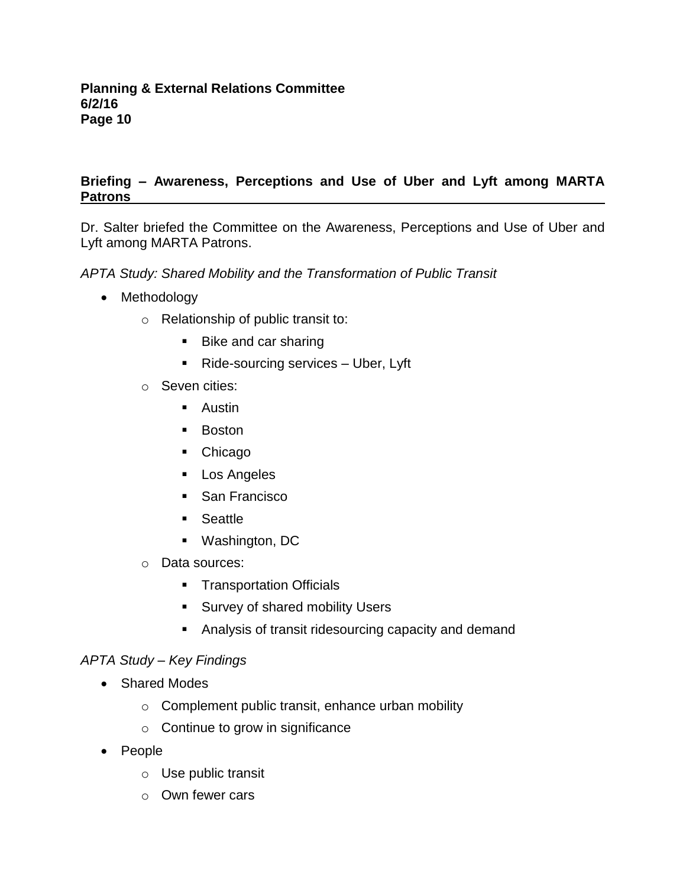**Briefing – Awareness, Perceptions and Use of Uber and Lyft among MARTA Patrons**

Dr. Salter briefed the Committee on the Awareness, Perceptions and Use of Uber and Lyft among MARTA Patrons.

*APTA Study: Shared Mobility and the Transformation of Public Transit*

- Methodology
  - Relationship of public transit to:
    - Bike and car sharing
    - Ride-sourcing services – Uber, Lyft
  - Seven cities:
    - Austin
    - Boston
    - Chicago
    - Los Angeles
    - San Francisco
    - Seattle
    - Washington, DC
  - Data sources:
    - Transportation Officials
    - Survey of shared mobility Users
    - Analysis of transit ridesourcing capacity and demand

*APTA Study – Key Findings*

- Shared Modes
  - Complement public transit, enhance urban mobility
  - Continue to grow in significance
- People
  - Use public transit
  - Own fewer cars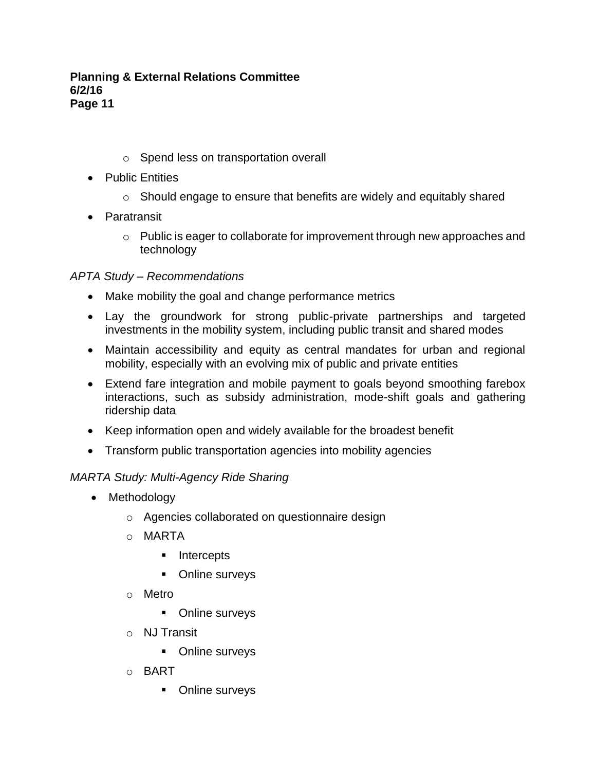- Spend less on transportation overall

- Public Entities
  - Should engage to ensure that benefits are widely and equitably shared

- Paratransit
  - Public is eager to collaborate for improvement through new approaches and technology

*APTA Study – Recommendations*

- Make mobility the goal and change performance metrics
- Lay the groundwork for strong public-private partnerships and targeted investments in the mobility system, including public transit and shared modes
- Maintain accessibility and equity as central mandates for urban and regional mobility, especially with an evolving mix of public and private entities
- Extend fare integration and mobile payment to goals beyond smoothing farebox interactions, such as subsidy administration, mode-shift goals and gathering ridership data
- Keep information open and widely available for the broadest benefit
- Transform public transportation agencies into mobility agencies

*MARTA Study: Multi-Agency Ride Sharing*

- Methodology
  - Agencies collaborated on questionnaire design
  - MARTA
    - Intercepts
    - Online surveys
  - Metro
    - Online surveys
  - NJ Transit
    - Online surveys
  - BART
    - Online surveys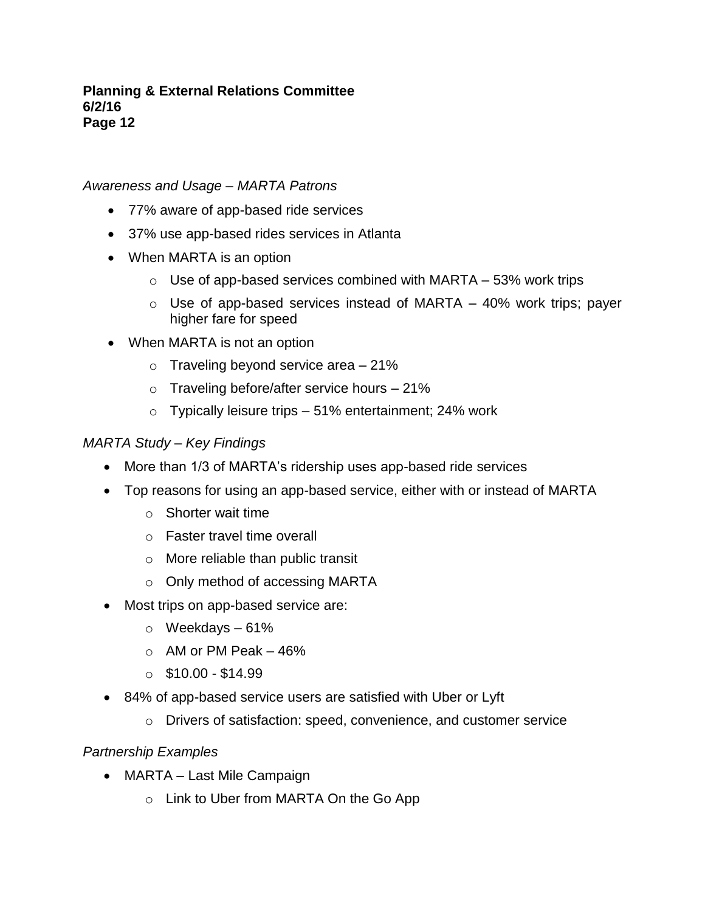*Awareness and Usage – MARTA Patrons*

- 77% aware of app-based ride services
- 37% use app-based rides services in Atlanta
- When MARTA is an option
  - Use of app-based services combined with MARTA – 53% work trips
  - Use of app-based services instead of MARTA – 40% work trips; payer higher fare for speed
- When MARTA is not an option
  - Traveling beyond service area – 21%
  - Traveling before/after service hours – 21%
  - Typically leisure trips – 51% entertainment; 24% work

*MARTA Study – Key Findings*

- More than 1/3 of MARTA's ridership uses app-based ride services
- Top reasons for using an app-based service, either with or instead of MARTA
  - Shorter wait time
  - Faster travel time overall
  - More reliable than public transit
  - Only method of accessing MARTA
- Most trips on app-based service are:
  - Weekdays – 61%
  - AM or PM Peak – 46%
  - $10.00 - $14.99
- 84% of app-based service users are satisfied with Uber or Lyft
  - Drivers of satisfaction: speed, convenience, and customer service

*Partnership Examples*

- MARTA – Last Mile Campaign
  - Link to Uber from MARTA On the Go App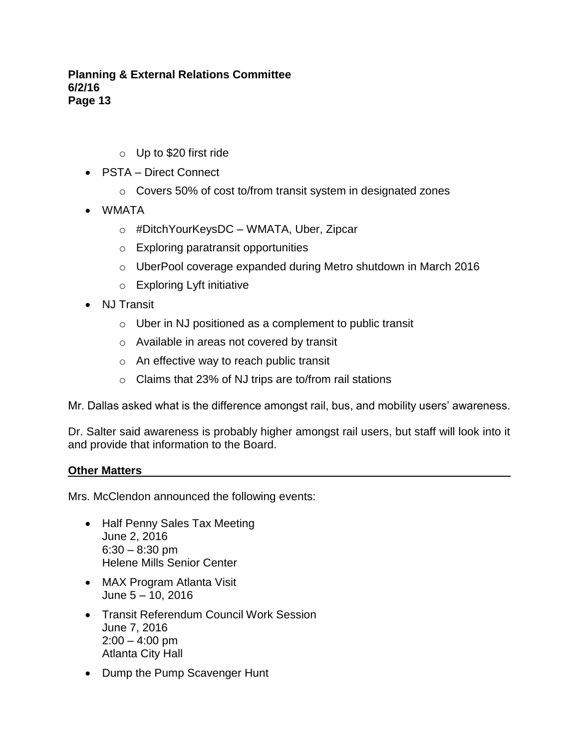- Up to $20 first ride
- PSTA – Direct Connect
  - Covers 50% of cost to/from transit system in designated zones
- WMATA
  - #DitchYourKeysDC – WMATA, Uber, Zipcar
  - Exploring paratransit opportunities
  - UberPool coverage expanded during Metro shutdown in March 2016
  - Exploring Lyft initiative
- NJ Transit
  - Uber in NJ positioned as a complement to public transit
  - Available in areas not covered by transit
  - An effective way to reach public transit
  - Claims that 23% of NJ trips are to/from rail stations

Mr. Dallas asked what is the difference amongst rail, bus, and mobility users' awareness.

Dr. Salter said awareness is probably higher amongst rail users, but staff will look into it and provide that information to the Board.

**Other Matters**

Mrs. McClendon announced the following events:

- Half Penny Sales Tax Meeting
  June 2, 2016
  6:30 – 8:30 pm
  Helene Mills Senior Center
- MAX Program Atlanta Visit
  June 5 – 10, 2016
- Transit Referendum Council Work Session
  June 7, 2016
  2:00 – 4:00 pm
  Atlanta City Hall
- Dump the Pump Scavenger Hunt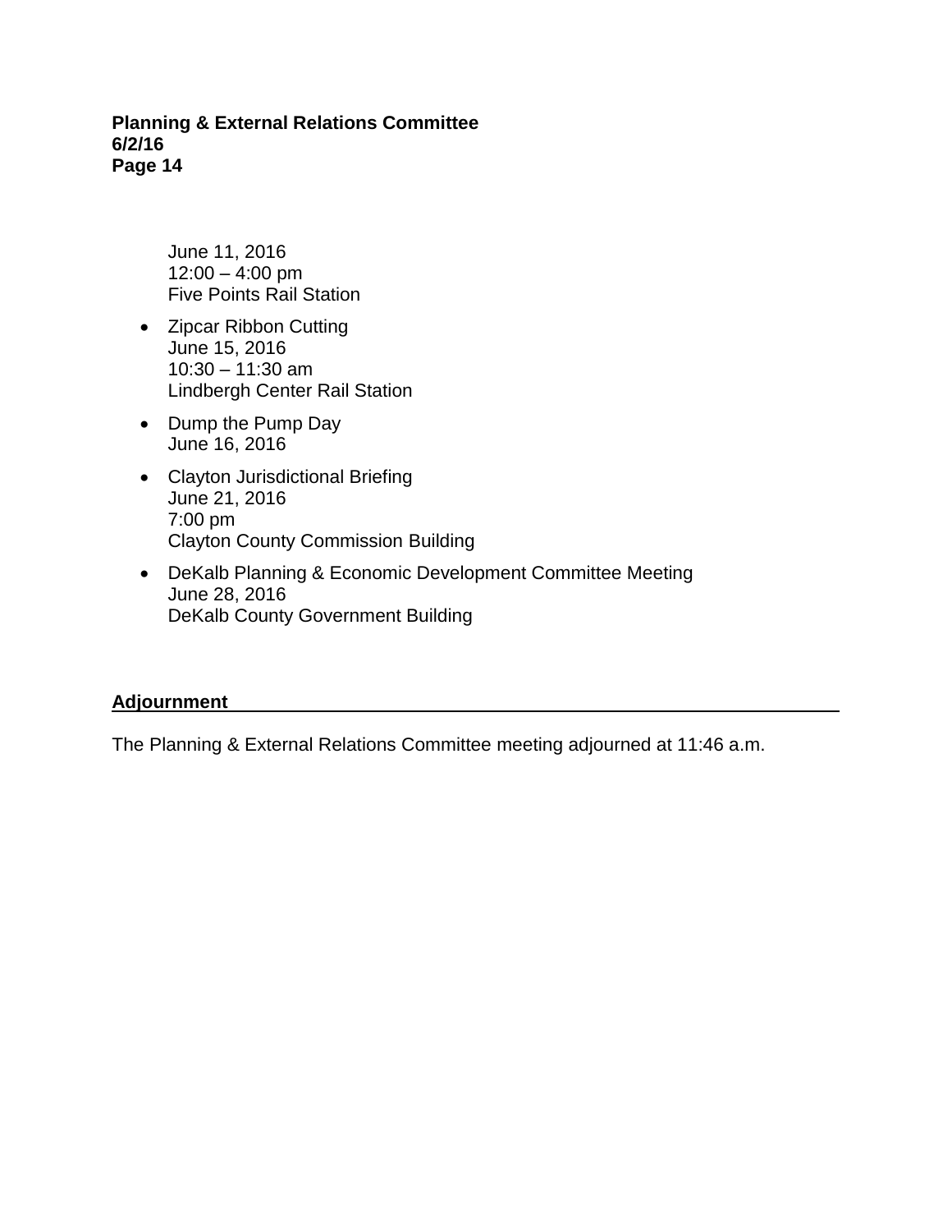June 11, 2016
12:00 – 4:00 pm
Five Points Rail Station

- Zipcar Ribbon Cutting
  June 15, 2016
  10:30 – 11:30 am
  Lindbergh Center Rail Station

- Dump the Pump Day
  June 16, 2016

- Clayton Jurisdictional Briefing
  June 21, 2016
  7:00 pm
  Clayton County Commission Building

- DeKalb Planning & Economic Development Committee Meeting
  June 28, 2016
  DeKalb County Government Building

## Adjournment

The Planning & External Relations Committee meeting adjourned at 11:46 a.m.